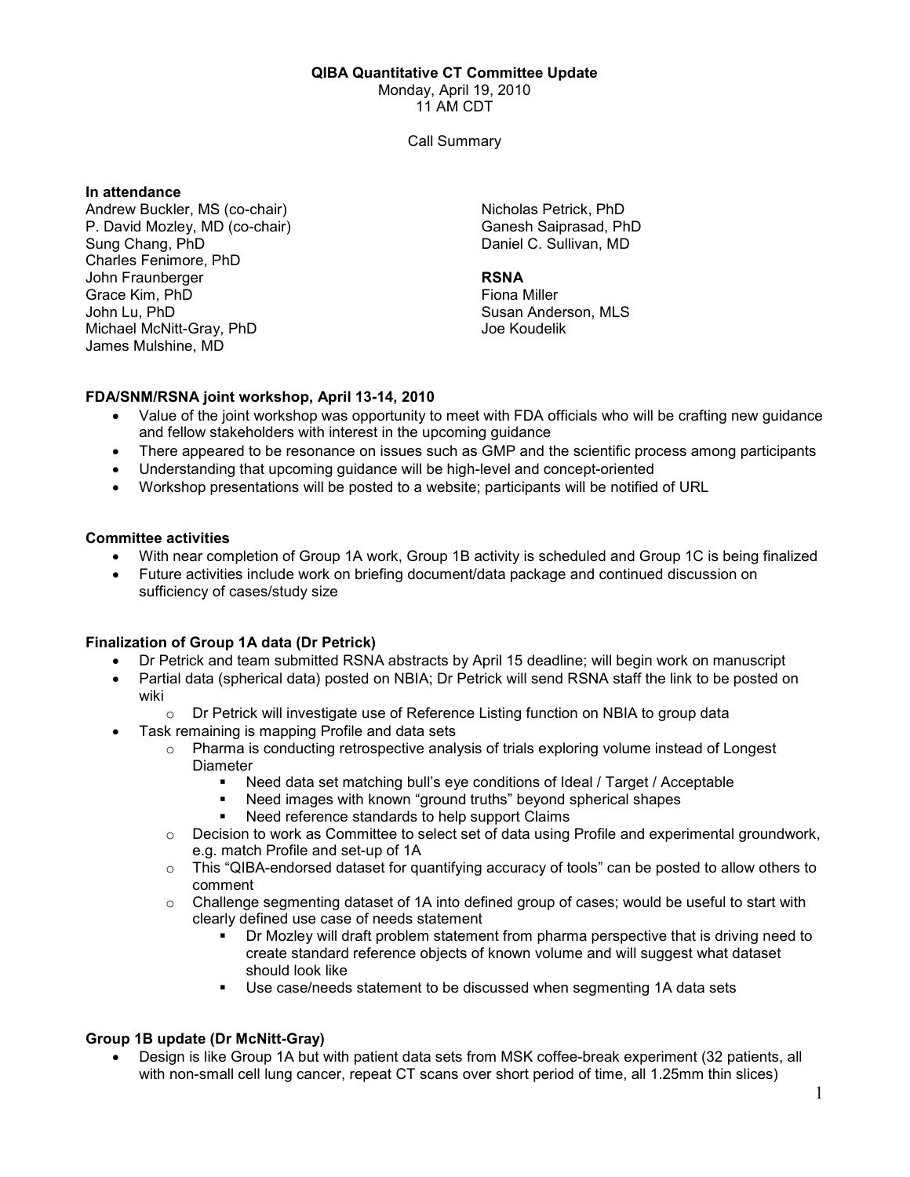**QIBA Quantitative CT Committee Update**

Monday, April 19, 2010

11 AM CDT

Call Summary

**In attendance**

Andrew Buckler, MS (co-chair)
P. David Mozley, MD (co-chair)
Sung Chang, PhD
Charles Fenimore, PhD
John Fraunberger
Grace Kim, PhD
John Lu, PhD
Michael McNitt-Gray, PhD
James Mulshine, MD
Nicholas Petrick, PhD
Ganesh Saiprasad, PhD
Daniel C. Sullivan, MD

**RSNA**

Fiona Miller
Susan Anderson, MLS
Joe Koudelik

**FDA/SNM/RSNA joint workshop, April 13-14, 2010**

- Value of the joint workshop was opportunity to meet with FDA officials who will be crafting new guidance and fellow stakeholders with interest in the upcoming guidance
- There appeared to be resonance on issues such as GMP and the scientific process among participants
- Understanding that upcoming guidance will be high-level and concept-oriented
- Workshop presentations will be posted to a website; participants will be notified of URL

**Committee activities**

- With near completion of Group 1A work, Group 1B activity is scheduled and Group 1C is being finalized
- Future activities include work on briefing document/data package and continued discussion on sufficiency of cases/study size

**Finalization of Group 1A data (Dr Petrick)**

- Dr Petrick and team submitted RSNA abstracts by April 15 deadline; will begin work on manuscript
- Partial data (spherical data) posted on NBIA; Dr Petrick will send RSNA staff the link to be posted on wiki
    - Dr Petrick will investigate use of Reference Listing function on NBIA to group data
- Task remaining is mapping Profile and data sets
    - Pharma is conducting retrospective analysis of trials exploring volume instead of Longest Diameter
        - Need data set matching bull's eye conditions of Ideal / Target / Acceptable
        - Need images with known "ground truths" beyond spherical shapes
        - Need reference standards to help support Claims
    - Decision to work as Committee to select set of data using Profile and experimental groundwork, e.g. match Profile and set-up of 1A
    - This "QIBA-endorsed dataset for quantifying accuracy of tools" can be posted to allow others to comment
    - Challenge segmenting dataset of 1A into defined group of cases; would be useful to start with clearly defined use case of needs statement
        - Dr Mozley will draft problem statement from pharma perspective that is driving need to create standard reference objects of known volume and will suggest what dataset should look like
        - Use case/needs statement to be discussed when segmenting 1A data sets

**Group 1B update (Dr McNitt-Gray)**

- Design is like Group 1A but with patient data sets from MSK coffee-break experiment (32 patients, all with non-small cell lung cancer, repeat CT scans over short period of time, all 1.25mm thin slices)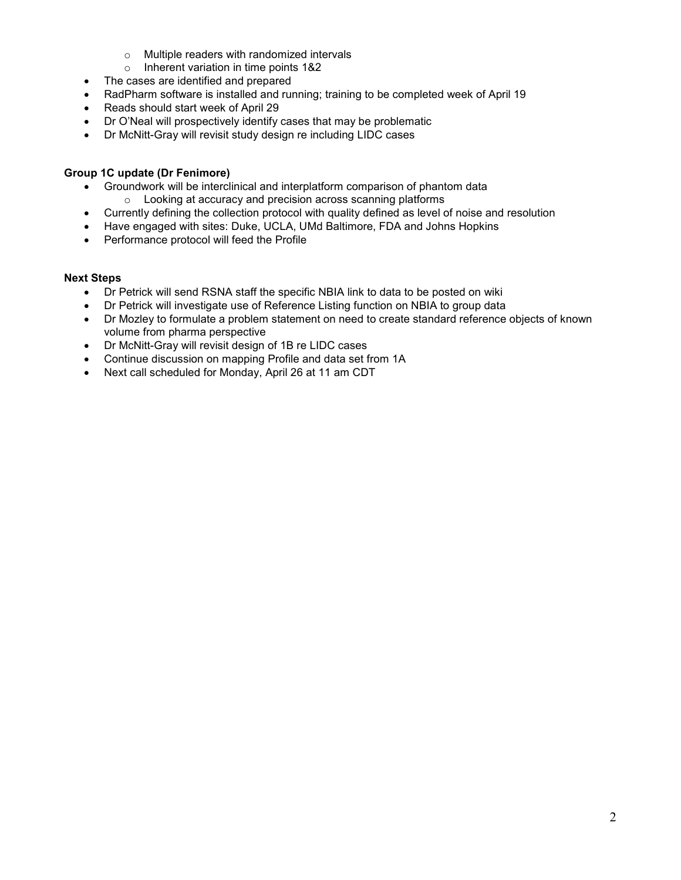- Multiple readers with randomized intervals
  - Inherent variation in time points 1&2
- The cases are identified and prepared
- RadPharm software is installed and running; training to be completed week of April 19
- Reads should start week of April 29
- Dr O'Neal will prospectively identify cases that may be problematic
- Dr McNitt-Gray will revisit study design re including LIDC cases

**Group 1C update (Dr Fenimore)**

- Groundwork will be interclinical and interplatform comparison of phantom data
  - Looking at accuracy and precision across scanning platforms
- Currently defining the collection protocol with quality defined as level of noise and resolution
- Have engaged with sites: Duke, UCLA, UMd Baltimore, FDA and Johns Hopkins
- Performance protocol will feed the Profile

**Next Steps**

- Dr Petrick will send RSNA staff the specific NBIA link to data to be posted on wiki
- Dr Petrick will investigate use of Reference Listing function on NBIA to group data
- Dr Mozley to formulate a problem statement on need to create standard reference objects of known volume from pharma perspective
- Dr McNitt-Gray will revisit design of 1B re LIDC cases
- Continue discussion on mapping Profile and data set from 1A
- Next call scheduled for Monday, April 26 at 11 am CDT